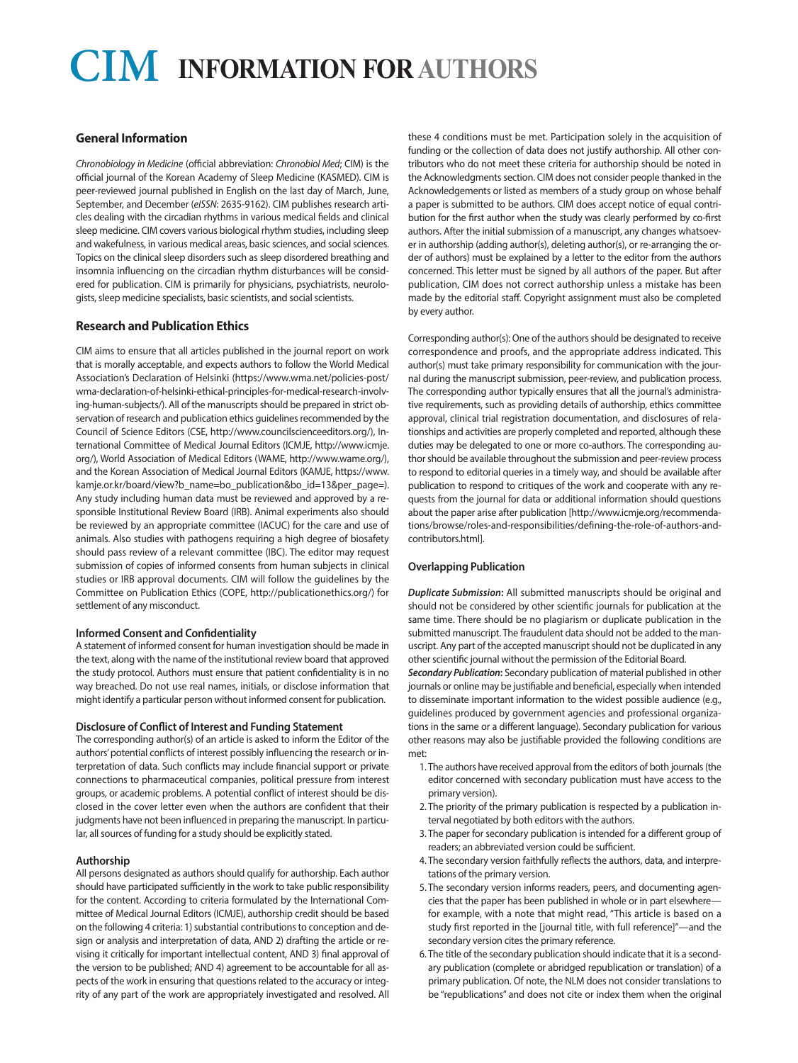# CIM INFORMATION FOR AUTHORS

## General Information

*Chronobiology in Medicine* (official abbreviation: *Chronobiol Med*; CIM) is the official journal of the Korean Academy of Sleep Medicine (KASMED). CIM is peer-reviewed journal published in English on the last day of March, June, September, and December (*eISSN*: 2635-9162). CIM publishes research articles dealing with the circadian rhythms in various medical fields and clinical sleep medicine. CIM covers various biological rhythm studies, including sleep and wakefulness, in various medical areas, basic sciences, and social sciences. Topics on the clinical sleep disorders such as sleep disordered breathing and insomnia influencing on the circadian rhythm disturbances will be considered for publication. CIM is primarily for physicians, psychiatrists, neurologists, sleep medicine specialists, basic scientists, and social scientists.

## Research and Publication Ethics

CIM aims to ensure that all articles published in the journal report on work that is morally acceptable, and expects authors to follow the World Medical Association's Declaration of Helsinki (https://www.wma.net/policies-post/wma-declaration-of-helsinki-ethical-principles-for-medical-research-involving-human-subjects/). All of the manuscripts should be prepared in strict observation of research and publication ethics guidelines recommended by the Council of Science Editors (CSE, http://www.councilscienceeditors.org/), International Committee of Medical Journal Editors (ICMJE, http://www.icmje.org/), World Association of Medical Editors (WAME, http://www.wame.org/), and the Korean Association of Medical Journal Editors (KAMJE, https://www.kamje.or.kr/board/view?b_name=bo_publication&bo_id=13&per_page=). Any study including human data must be reviewed and approved by a responsible Institutional Review Board (IRB). Animal experiments also should be reviewed by an appropriate committee (IACUC) for the care and use of animals. Also studies with pathogens requiring a high degree of biosafety should pass review of a relevant committee (IBC). The editor may request submission of copies of informed consents from human subjects in clinical studies or IRB approval documents. CIM will follow the guidelines by the Committee on Publication Ethics (COPE, http://publicationethics.org/) for settlement of any misconduct.

### Informed Consent and Confidentiality

A statement of informed consent for human investigation should be made in the text, along with the name of the institutional review board that approved the study protocol. Authors must ensure that patient confidentiality is in no way breached. Do not use real names, initials, or disclose information that might identify a particular person without informed consent for publication.

### Disclosure of Conflict of Interest and Funding Statement

The corresponding author(s) of an article is asked to inform the Editor of the authors' potential conflicts of interest possibly influencing the research or interpretation of data. Such conflicts may include financial support or private connections to pharmaceutical companies, political pressure from interest groups, or academic problems. A potential conflict of interest should be disclosed in the cover letter even when the authors are confident that their judgments have not been influenced in preparing the manuscript. In particular, all sources of funding for a study should be explicitly stated.

### Authorship

All persons designated as authors should qualify for authorship. Each author should have participated sufficiently in the work to take public responsibility for the content. According to criteria formulated by the International Committee of Medical Journal Editors (ICMJE), authorship credit should be based on the following 4 criteria: 1) substantial contributions to conception and design or analysis and interpretation of data, AND 2) drafting the article or revising it critically for important intellectual content, AND 3) final approval of the version to be published; AND 4) agreement to be accountable for all aspects of the work in ensuring that questions related to the accuracy or integrity of any part of the work are appropriately investigated and resolved. All these 4 conditions must be met. Participation solely in the acquisition of funding or the collection of data does not justify authorship. All other contributors who do not meet these criteria for authorship should be noted in the Acknowledgments section. CIM does not consider people thanked in the Acknowledgements or listed as members of a study group on whose behalf a paper is submitted to be authors. CIM does accept notice of equal contribution for the first author when the study was clearly performed by co-first authors. After the initial submission of a manuscript, any changes whatsoever in authorship (adding author(s), deleting author(s), or re-arranging the order of authors) must be explained by a letter to the editor from the authors concerned. This letter must be signed by all authors of the paper. But after publication, CIM does not correct authorship unless a mistake has been made by the editorial staff. Copyright assignment must also be completed by every author.

Corresponding author(s): One of the authors should be designated to receive correspondence and proofs, and the appropriate address indicated. This author(s) must take primary responsibility for communication with the journal during the manuscript submission, peer-review, and publication process. The corresponding author typically ensures that all the journal's administrative requirements, such as providing details of authorship, ethics committee approval, clinical trial registration documentation, and disclosures of relationships and activities are properly completed and reported, although these duties may be delegated to one or more co-authors. The corresponding author should be available throughout the submission and peer-review process to respond to editorial queries in a timely way, and should be available after publication to respond to critiques of the work and cooperate with any requests from the journal for data or additional information should questions about the paper arise after publication [http://www.icmje.org/recommendations/browse/roles-and-responsibilities/defining-the-role-of-authors-and-contributors.html].

### Overlapping Publication

***Duplicate Submission*:** All submitted manuscripts should be original and should not be considered by other scientific journals for publication at the same time. There should be no plagiarism or duplicate publication in the submitted manuscript. The fraudulent data should not be added to the manuscript. Any part of the accepted manuscript should not be duplicated in any other scientific journal without the permission of the Editorial Board.

***Secondary Publication*:** Secondary publication of material published in other journals or online may be justifiable and beneficial, especially when intended to disseminate important information to the widest possible audience (e.g., guidelines produced by government agencies and professional organizations in the same or a different language). Secondary publication for various other reasons may also be justifiable provided the following conditions are met:

1. The authors have received approval from the editors of both journals (the editor concerned with secondary publication must have access to the primary version).
2. The priority of the primary publication is respected by a publication interval negotiated by both editors with the authors.
3. The paper for secondary publication is intended for a different group of readers; an abbreviated version could be sufficient.
4. The secondary version faithfully reflects the authors, data, and interpretations of the primary version.
5. The secondary version informs readers, peers, and documenting agencies that the paper has been published in whole or in part elsewhere—for example, with a note that might read, "This article is based on a study first reported in the [journal title, with full reference]"—and the secondary version cites the primary reference.
6. The title of the secondary publication should indicate that it is a secondary publication (complete or abridged republication or translation) of a primary publication. Of note, the NLM does not consider translations to be "republications" and does not cite or index them when the original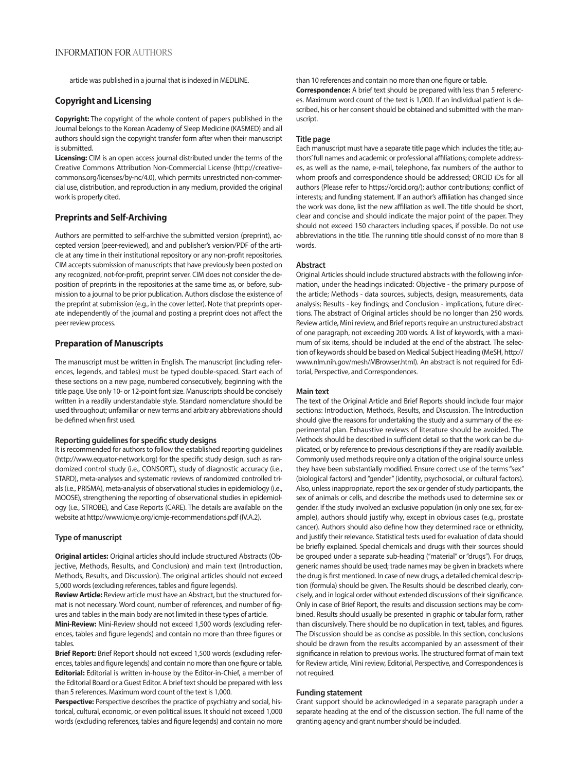article was published in a journal that is indexed in MEDLINE.

## Copyright and Licensing

**Copyright:** The copyright of the whole content of papers published in the Journal belongs to the Korean Academy of Sleep Medicine (KASMED) and all authors should sign the copyright transfer form after when their manuscript is submitted.

**Licensing:** CIM is an open access journal distributed under the terms of the Creative Commons Attribution Non-Commercial License (http://creativecommons.org/licenses/by-nc/4.0), which permits unrestricted non-commercial use, distribution, and reproduction in any medium, provided the original work is properly cited.

## Preprints and Self-Archiving

Authors are permitted to self-archive the submitted version (preprint), accepted version (peer-reviewed), and and publisher's version/PDF of the article at any time in their institutional repository or any non-profit repositories. CIM accepts submission of manuscripts that have previously been posted on any recognized, not-for-profit, preprint server. CIM does not consider the deposition of preprints in the repositories at the same time as, or before, submission to a journal to be prior publication. Authors disclose the existence of the preprint at submission (e.g., in the cover letter). Note that preprints operate independently of the journal and posting a preprint does not affect the peer review process.

## Preparation of Manuscripts

The manuscript must be written in English. The manuscript (including references, legends, and tables) must be typed double-spaced. Start each of these sections on a new page, numbered consecutively, beginning with the title page. Use only 10- or 12-point font size. Manuscripts should be concisely written in a readily understandable style. Standard nomenclature should be used throughout; unfamiliar or new terms and arbitrary abbreviations should be defined when first used.

### Reporting guidelines for specific study designs

It is recommended for authors to follow the established reporting guidelines (http://www.equator-network.org) for the specific study design, such as randomized control study (i.e., CONSORT), study of diagnostic accuracy (i.e., STARD), meta-analyses and systematic reviews of randomized controlled trials (i.e., PRISMA), meta-analysis of observational studies in epidemiology (i.e., MOOSE), strengthening the reporting of observational studies in epidemiology (i.e., STROBE), and Case Reports (CARE). The details are available on the website at http://www.icmje.org/icmje-recommendations.pdf (IV.A.2).

### Type of manuscript

**Original articles:** Original articles should include structured Abstracts (Objective, Methods, Results, and Conclusion) and main text (Introduction, Methods, Results, and Discussion). The original articles should not exceed 5,000 words (excluding references, tables and figure legends).

**Review Article:** Review article must have an Abstract, but the structured format is not necessary. Word count, number of references, and number of figures and tables in the main body are not limited in these types of article.

**Mini-Review:** Mini-Review should not exceed 1,500 words (excluding references, tables and figure legends) and contain no more than three figures or tables.

**Brief Report:** Brief Report should not exceed 1,500 words (excluding references, tables and figure legends) and contain no more than one figure or table.

**Editorial:** Editorial is written in-house by the Editor-in-Chief, a member of the Editorial Board or a Guest Editor. A brief text should be prepared with less than 5 references. Maximum word count of the text is 1,000.

**Perspective:** Perspective describes the practice of psychiatry and social, historical, cultural, economic, or even political issues. It should not exceed 1,000 words (excluding references, tables and figure legends) and contain no more than 10 references and contain no more than one figure or table.

**Correspondence:** A brief text should be prepared with less than 5 references. Maximum word count of the text is 1,000. If an individual patient is described, his or her consent should be obtained and submitted with the manuscript.

### Title page

Each manuscript must have a separate title page which includes the title; authors' full names and academic or professional affiliations; complete addresses, as well as the name, e-mail, telephone, fax numbers of the author to whom proofs and correspondence should be addressed; ORCID iDs for all authors (Please refer to https://orcid.org/); author contributions; conflict of interests; and funding statement. If an author's affiliation has changed since the work was done, list the new affiliation as well. The title should be short, clear and concise and should indicate the major point of the paper. They should not exceed 150 characters including spaces, if possible. Do not use abbreviations in the title. The running title should consist of no more than 8 words.

### Abstract

Original Articles should include structured abstracts with the following information, under the headings indicated: Objective - the primary purpose of the article; Methods - data sources, subjects, design, measurements, data analysis; Results - key findings; and Conclusion - implications, future directions. The abstract of Original articles should be no longer than 250 words. Review article, Mini review, and Brief reports require an unstructured abstract of one paragraph, not exceeding 200 words. A list of keywords, with a maximum of six items, should be included at the end of the abstract. The selection of keywords should be based on Medical Subject Heading (MeSH, http://www.nlm.nih.gov/mesh/MBrowser.html). An abstract is not required for Editorial, Perspective, and Correspondences.

### Main text

The text of the Original Article and Brief Reports should include four major sections: Introduction, Methods, Results, and Discussion. The Introduction should give the reasons for undertaking the study and a summary of the experimental plan. Exhaustive reviews of literature should be avoided. The Methods should be described in sufficient detail so that the work can be duplicated, or by reference to previous descriptions if they are readily available. Commonly used methods require only a citation of the original source unless they have been substantially modified. Ensure correct use of the terms "sex" (biological factors) and "gender" (identity, psychosocial, or cultural factors). Also, unless inappropriate, report the sex or gender of study participants, the sex of animals or cells, and describe the methods used to determine sex or gender. If the study involved an exclusive population (in only one sex, for example), authors should justify why, except in obvious cases (e.g., prostate cancer). Authors should also define how they determined race or ethnicity, and justify their relevance. Statistical tests used for evaluation of data should be briefly explained. Special chemicals and drugs with their sources should be grouped under a separate sub-heading ("material" or "drugs"). For drugs, generic names should be used; trade names may be given in brackets where the drug is first mentioned. In case of new drugs, a detailed chemical description (formula) should be given. The Results should be described clearly, concisely, and in logical order without extended discussions of their significance. Only in case of Brief Report, the results and discussion sections may be combined. Results should usually be presented in graphic or tabular form, rather than discursively. There should be no duplication in text, tables, and figures. The Discussion should be as concise as possible. In this section, conclusions should be drawn from the results accompanied by an assessment of their significance in relation to previous works. The structured format of main text for Review article, Mini review, Editorial, Perspective, and Correspondences is not required.

### Funding statement

Grant support should be acknowledged in a separate paragraph under a separate heading at the end of the discussion section. The full name of the granting agency and grant number should be included.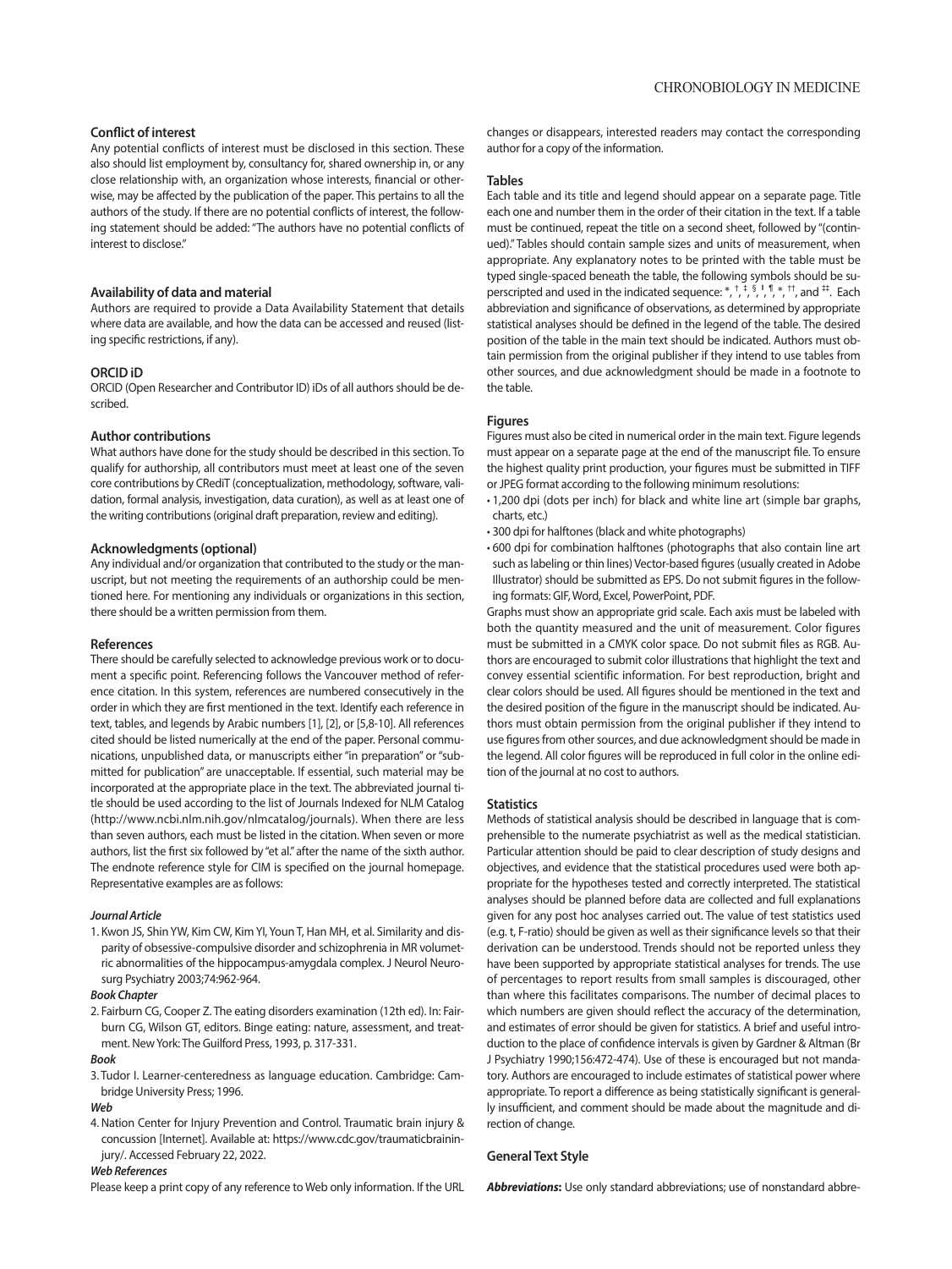### Conflict of interest

Any potential conflicts of interest must be disclosed in this section. These also should list employment by, consultancy for, shared ownership in, or any close relationship with, an organization whose interests, financial or otherwise, may be affected by the publication of the paper. This pertains to all the authors of the study. If there are no potential conflicts of interest, the following statement should be added: "The authors have no potential conflicts of interest to disclose."

### Availability of data and material

Authors are required to provide a Data Availability Statement that details where data are available, and how the data can be accessed and reused (listing specific restrictions, if any).

### ORCID iD

ORCID (Open Researcher and Contributor ID) iDs of all authors should be described.

### Author contributions

What authors have done for the study should be described in this section. To qualify for authorship, all contributors must meet at least one of the seven core contributions by CRediT (conceptualization, methodology, software, validation, formal analysis, investigation, data curation), as well as at least one of the writing contributions (original draft preparation, review and editing).

### Acknowledgments (optional)

Any individual and/or organization that contributed to the study or the manuscript, but not meeting the requirements of an authorship could be mentioned here. For mentioning any individuals or organizations in this section, there should be a written permission from them.

### References

There should be carefully selected to acknowledge previous work or to document a specific point. Referencing follows the Vancouver method of reference citation. In this system, references are numbered consecutively in the order in which they are first mentioned in the text. Identify each reference in text, tables, and legends by Arabic numbers [1], [2], or [5,8-10]. All references cited should be listed numerically at the end of the paper. Personal communications, unpublished data, or manuscripts either "in preparation" or "submitted for publication" are unacceptable. If essential, such material may be incorporated at the appropriate place in the text. The abbreviated journal title should be used according to the list of Journals Indexed for NLM Catalog (http://www.ncbi.nlm.nih.gov/nlmcatalog/journals). When there are less than seven authors, each must be listed in the citation. When seven or more authors, list the first six followed by "et al." after the name of the sixth author. The endnote reference style for CIM is specified on the journal homepage. Representative examples are as follows:

#### *Journal Article*

1. Kwon JS, Shin YW, Kim CW, Kim YI, Youn T, Han MH, et al. Similarity and disparity of obsessive-compulsive disorder and schizophrenia in MR volumetric abnormalities of the hippocampus-amygdala complex. J Neurol Neurosurg Psychiatry 2003;74:962-964.

#### *Book Chapter*

2. Fairburn CG, Cooper Z. The eating disorders examination (12th ed). In: Fairburn CG, Wilson GT, editors. Binge eating: nature, assessment, and treatment. New York: The Guilford Press, 1993, p. 317-331.

#### *Book*

3. Tudor I. Learner-centeredness as language education. Cambridge: Cambridge University Press; 1996.

#### *Web*

4. Nation Center for Injury Prevention and Control. Traumatic brain injury & concussion [Internet]. Available at: https://www.cdc.gov/traumaticbraininjury/. Accessed February 22, 2022.

#### *Web References*

Please keep a print copy of any reference to Web only information. If the URL changes or disappears, interested readers may contact the corresponding author for a copy of the information.

### Tables

Each table and its title and legend should appear on a separate page. Title each one and number them in the order of their citation in the text. If a table must be continued, repeat the title on a second sheet, followed by "(continued)." Tables should contain sample sizes and units of measurement, when appropriate. Any explanatory notes to be printed with the table must be typed single-spaced beneath the table, the following symbols should be superscripted and used in the indicated sequence: $^{*}$, $^{\dagger}$, $^{\ddagger}$, $^{\S}$, $^{\|}$, $^{\P}$, $^{**}$, $^{\dagger\dagger}$, and $^{\ddagger\ddagger}$. Each abbreviation and significance of observations, as determined by appropriate statistical analyses should be defined in the legend of the table. The desired position of the table in the main text should be indicated. Authors must obtain permission from the original publisher if they intend to use tables from other sources, and due acknowledgment should be made in a footnote to the table.

### Figures

Figures must also be cited in numerical order in the main text. Figure legends must appear on a separate page at the end of the manuscript file. To ensure the highest quality print production, your figures must be submitted in TIFF or JPEG format according to the following minimum resolutions:

- 1,200 dpi (dots per inch) for black and white line art (simple bar graphs, charts, etc.)
- 300 dpi for halftones (black and white photographs)
- 600 dpi for combination halftones (photographs that also contain line art such as labeling or thin lines) Vector-based figures (usually created in Adobe Illustrator) should be submitted as EPS. Do not submit figures in the following formats: GIF, Word, Excel, PowerPoint, PDF.

Graphs must show an appropriate grid scale. Each axis must be labeled with both the quantity measured and the unit of measurement. Color figures must be submitted in a CMYK color space. Do not submit files as RGB. Authors are encouraged to submit color illustrations that highlight the text and convey essential scientific information. For best reproduction, bright and clear colors should be used. All figures should be mentioned in the text and the desired position of the figure in the manuscript should be indicated. Authors must obtain permission from the original publisher if they intend to use figures from other sources, and due acknowledgment should be made in the legend. All color figures will be reproduced in full color in the online edition of the journal at no cost to authors.

### Statistics

Methods of statistical analysis should be described in language that is comprehensible to the numerate psychiatrist as well as the medical statistician. Particular attention should be paid to clear description of study designs and objectives, and evidence that the statistical procedures used were both appropriate for the hypotheses tested and correctly interpreted. The statistical analyses should be planned before data are collected and full explanations given for any post hoc analyses carried out. The value of test statistics used (e.g. t, F-ratio) should be given as well as their significance levels so that their derivation can be understood. Trends should not be reported unless they have been supported by appropriate statistical analyses for trends. The use of percentages to report results from small samples is discouraged, other than where this facilitates comparisons. The number of decimal places to which numbers are given should reflect the accuracy of the determination, and estimates of error should be given for statistics. A brief and useful introduction to the place of confidence intervals is given by Gardner & Altman (Br J Psychiatry 1990;156:472-474). Use of these is encouraged but not mandatory. Authors are encouraged to include estimates of statistical power where appropriate. To report a difference as being statistically significant is generally insufficient, and comment should be made about the magnitude and direction of change.

### General Text Style

***Abbreviations*:** Use only standard abbreviations; use of nonstandard abbre-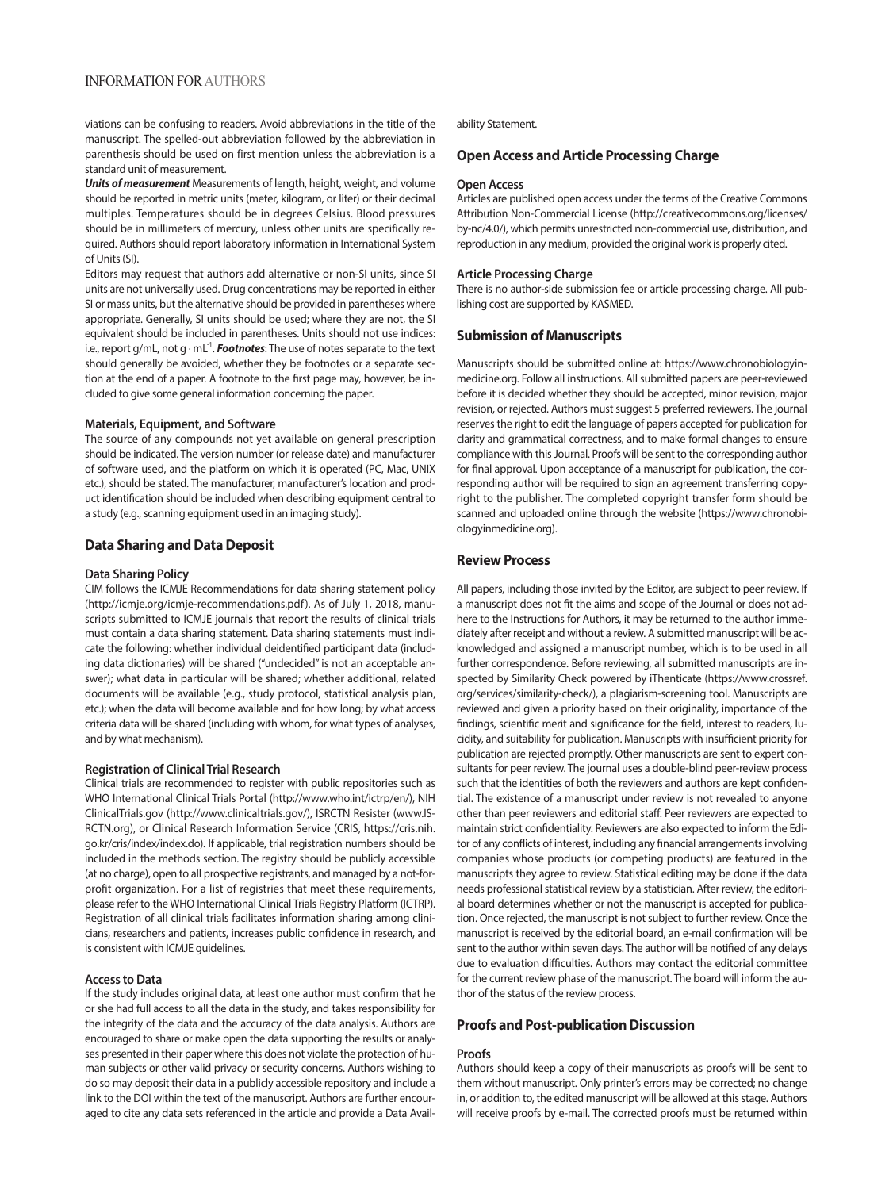viations can be confusing to readers. Avoid abbreviations in the title of the manuscript. The spelled-out abbreviation followed by the abbreviation in parenthesis should be used on first mention unless the abbreviation is a standard unit of measurement.

***Units of measurement*** Measurements of length, height, weight, and volume should be reported in metric units (meter, kilogram, or liter) or their decimal multiples. Temperatures should be in degrees Celsius. Blood pressures should be in millimeters of mercury, unless other units are specifically required. Authors should report laboratory information in International System of Units (SI).

Editors may request that authors add alternative or non-SI units, since SI units are not universally used. Drug concentrations may be reported in either SI or mass units, but the alternative should be provided in parentheses where appropriate. Generally, SI units should be used; where they are not, the SI equivalent should be included in parentheses. Units should not use indices: i.e., report g/mL, not $g \cdot mL^{-1}$. ***Footnotes***: The use of notes separate to the text should generally be avoided, whether they be footnotes or a separate section at the end of a paper. A footnote to the first page may, however, be included to give some general information concerning the paper.

### Materials, Equipment, and Software

The source of any compounds not yet available on general prescription should be indicated. The version number (or release date) and manufacturer of software used, and the platform on which it is operated (PC, Mac, UNIX etc.), should be stated. The manufacturer, manufacturer's location and product identification should be included when describing equipment central to a study (e.g., scanning equipment used in an imaging study).

## Data Sharing and Data Deposit

### Data Sharing Policy

CIM follows the ICMJE Recommendations for data sharing statement policy (http://icmje.org/icmje-recommendations.pdf). As of July 1, 2018, manuscripts submitted to ICMJE journals that report the results of clinical trials must contain a data sharing statement. Data sharing statements must indicate the following: whether individual deidentified participant data (including data dictionaries) will be shared ("undecided" is not an acceptable answer); what data in particular will be shared; whether additional, related documents will be available (e.g., study protocol, statistical analysis plan, etc.); when the data will become available and for how long; by what access criteria data will be shared (including with whom, for what types of analyses, and by what mechanism).

### Registration of Clinical Trial Research

Clinical trials are recommended to register with public repositories such as WHO International Clinical Trials Portal (http://www.who.int/ictrp/en/), NIH ClinicalTrials.gov (http://www.clinicaltrials.gov/), ISRCTN Resister (www.ISRCTN.org), or Clinical Research Information Service (CRIS, https://cris.nih.go.kr/cris/index/index.do). If applicable, trial registration numbers should be included in the methods section. The registry should be publicly accessible (at no charge), open to all prospective registrants, and managed by a not-for-profit organization. For a list of registries that meet these requirements, please refer to the WHO International Clinical Trials Registry Platform (ICTRP). Registration of all clinical trials facilitates information sharing among clinicians, researchers and patients, increases public confidence in research, and is consistent with ICMJE guidelines.

### Access to Data

If the study includes original data, at least one author must confirm that he or she had full access to all the data in the study, and takes responsibility for the integrity of the data and the accuracy of the data analysis. Authors are encouraged to share or make open the data supporting the results or analyses presented in their paper where this does not violate the protection of human subjects or other valid privacy or security concerns. Authors wishing to do so may deposit their data in a publicly accessible repository and include a link to the DOI within the text of the manuscript. Authors are further encouraged to cite any data sets referenced in the article and provide a Data Availability Statement.

## Open Access and Article Processing Charge

### Open Access

Articles are published open access under the terms of the Creative Commons Attribution Non-Commercial License (http://creativecommons.org/licenses/by-nc/4.0/), which permits unrestricted non-commercial use, distribution, and reproduction in any medium, provided the original work is properly cited.

### Article Processing Charge

There is no author-side submission fee or article processing charge. All publishing cost are supported by KASMED.

## Submission of Manuscripts

Manuscripts should be submitted online at: https://www.chronobiologyinmedicine.org. Follow all instructions. All submitted papers are peer-reviewed before it is decided whether they should be accepted, minor revision, major revision, or rejected. Authors must suggest 5 preferred reviewers. The journal reserves the right to edit the language of papers accepted for publication for clarity and grammatical correctness, and to make formal changes to ensure compliance with this Journal. Proofs will be sent to the corresponding author for final approval. Upon acceptance of a manuscript for publication, the corresponding author will be required to sign an agreement transferring copyright to the publisher. The completed copyright transfer form should be scanned and uploaded online through the website (https://www.chronobiologyinmedicine.org).

## Review Process

All papers, including those invited by the Editor, are subject to peer review. If a manuscript does not fit the aims and scope of the Journal or does not adhere to the Instructions for Authors, it may be returned to the author immediately after receipt and without a review. A submitted manuscript will be acknowledged and assigned a manuscript number, which is to be used in all further correspondence. Before reviewing, all submitted manuscripts are inspected by Similarity Check powered by iThenticate (https://www.crossref.org/services/similarity-check/), a plagiarism-screening tool. Manuscripts are reviewed and given a priority based on their originality, importance of the findings, scientific merit and significance for the field, interest to readers, lucidity, and suitability for publication. Manuscripts with insufficient priority for publication are rejected promptly. Other manuscripts are sent to expert consultants for peer review. The journal uses a double-blind peer-review process such that the identities of both the reviewers and authors are kept confidential. The existence of a manuscript under review is not revealed to anyone other than peer reviewers and editorial staff. Peer reviewers are expected to maintain strict confidentiality. Reviewers are also expected to inform the Editor of any conflicts of interest, including any financial arrangements involving companies whose products (or competing products) are featured in the manuscripts they agree to review. Statistical editing may be done if the data needs professional statistical review by a statistician. After review, the editorial board determines whether or not the manuscript is accepted for publication. Once rejected, the manuscript is not subject to further review. Once the manuscript is received by the editorial board, an e-mail confirmation will be sent to the author within seven days. The author will be notified of any delays due to evaluation difficulties. Authors may contact the editorial committee for the current review phase of the manuscript. The board will inform the author of the status of the review process.

## Proofs and Post-publication Discussion

### Proofs

Authors should keep a copy of their manuscripts as proofs will be sent to them without manuscript. Only printer's errors may be corrected; no change in, or addition to, the edited manuscript will be allowed at this stage. Authors will receive proofs by e-mail. The corrected proofs must be returned within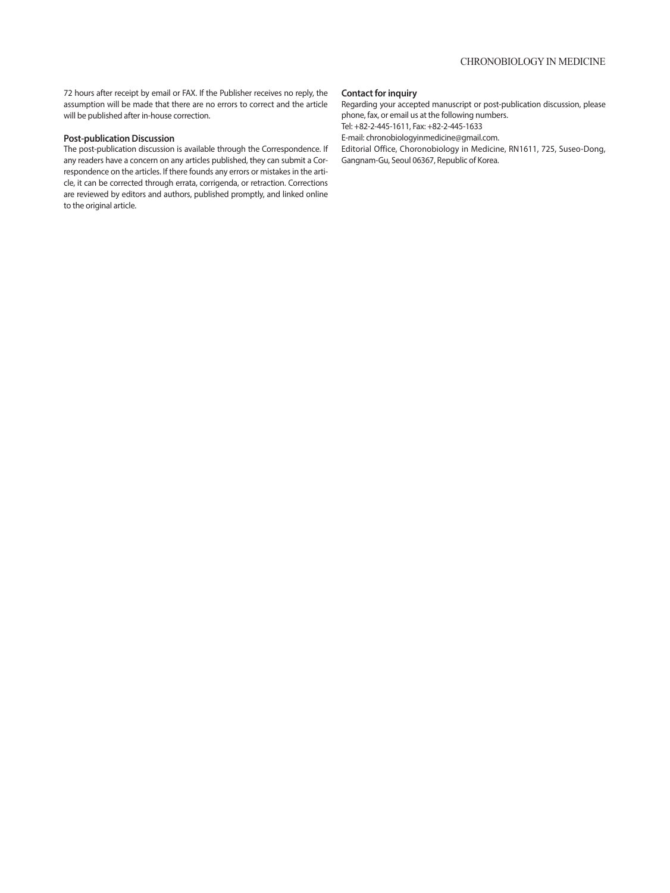72 hours after receipt by email or FAX. If the Publisher receives no reply, the assumption will be made that there are no errors to correct and the article will be published after in-house correction.

**Post-publication Discussion**

The post-publication discussion is available through the Correspondence. If any readers have a concern on any articles published, they can submit a Correspondence on the articles. If there founds any errors or mistakes in the article, it can be corrected through errata, corrigenda, or retraction. Corrections are reviewed by editors and authors, published promptly, and linked online to the original article.

**Contact for inquiry**

Regarding your accepted manuscript or post-publication discussion, please phone, fax, or email us at the following numbers.

Tel: +82-2-445-1611, Fax: +82-2-445-1633

E-mail: chronobiologyinmedicine@gmail.com.

Editorial Office, Choronobiology in Medicine, RN1611, 725, Suseo-Dong, Gangnam-Gu, Seoul 06367, Republic of Korea.